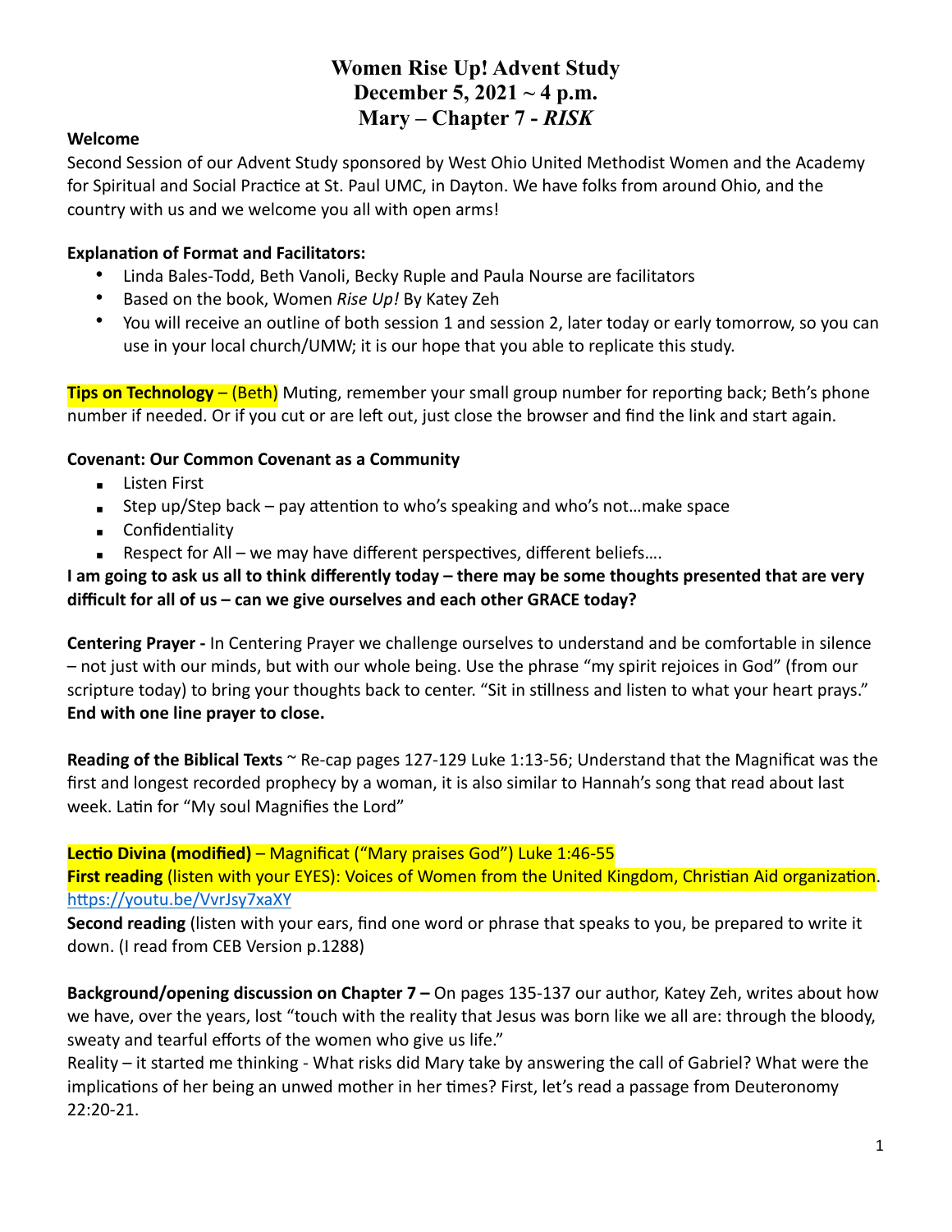# Women Rise Up! Advent Study
# December 5, 2021 ~ 4 p.m.
# Mary – Chapter 7 - *RISK*

**Welcome**

Second Session of our Advent Study sponsored by West Ohio United Methodist Women and the Academy for Spiritual and Social Practice at St. Paul UMC, in Dayton. We have folks from around Ohio, and the country with us and we welcome you all with open arms!

**Explanation of Format and Facilitators:**

- Linda Bales-Todd, Beth Vanoli, Becky Ruple and Paula Nourse are facilitators
- Based on the book, Women *Rise Up!* By Katey Zeh
- You will receive an outline of both session 1 and session 2, later today or early tomorrow, so you can use in your local church/UMW; it is our hope that you able to replicate this study.

**Tips on Technology** – (Beth) Muting, remember your small group number for reporting back; Beth's phone number if needed. Or if you cut or are left out, just close the browser and find the link and start again.

**Covenant: Our Common Covenant as a Community**

- Listen First
- Step up/Step back – pay attention to who's speaking and who's not…make space
- Confidentiality
- Respect for All – we may have different perspectives, different beliefs….

**I am going to ask us all to think differently today – there may be some thoughts presented that are very difficult for all of us – can we give ourselves and each other GRACE today?**

**Centering Prayer -** In Centering Prayer we challenge ourselves to understand and be comfortable in silence – not just with our minds, but with our whole being. Use the phrase "my spirit rejoices in God" (from our scripture today) to bring your thoughts back to center. "Sit in stillness and listen to what your heart prays." **End with one line prayer to close.**

**Reading of the Biblical Texts** ~ Re-cap pages 127-129 Luke 1:13-56; Understand that the Magnificat was the first and longest recorded prophecy by a woman, it is also similar to Hannah's song that read about last week. Latin for "My soul Magnifies the Lord"

**Lectio Divina (modified)** – Magnificat ("Mary praises God") Luke 1:46-55
**First reading** (listen with your EYES): Voices of Women from the United Kingdom, Christian Aid organization.
https://youtu.be/VvrJsy7xaXY
**Second reading** (listen with your ears, find one word or phrase that speaks to you, be prepared to write it down. (I read from CEB Version p.1288)

**Background/opening discussion on Chapter 7 –** On pages 135-137 our author, Katey Zeh, writes about how we have, over the years, lost "touch with the reality that Jesus was born like we all are: through the bloody, sweaty and tearful efforts of the women who give us life."
Reality – it started me thinking - What risks did Mary take by answering the call of Gabriel? What were the implications of her being an unwed mother in her times? First, let's read a passage from Deuteronomy 22:20-21.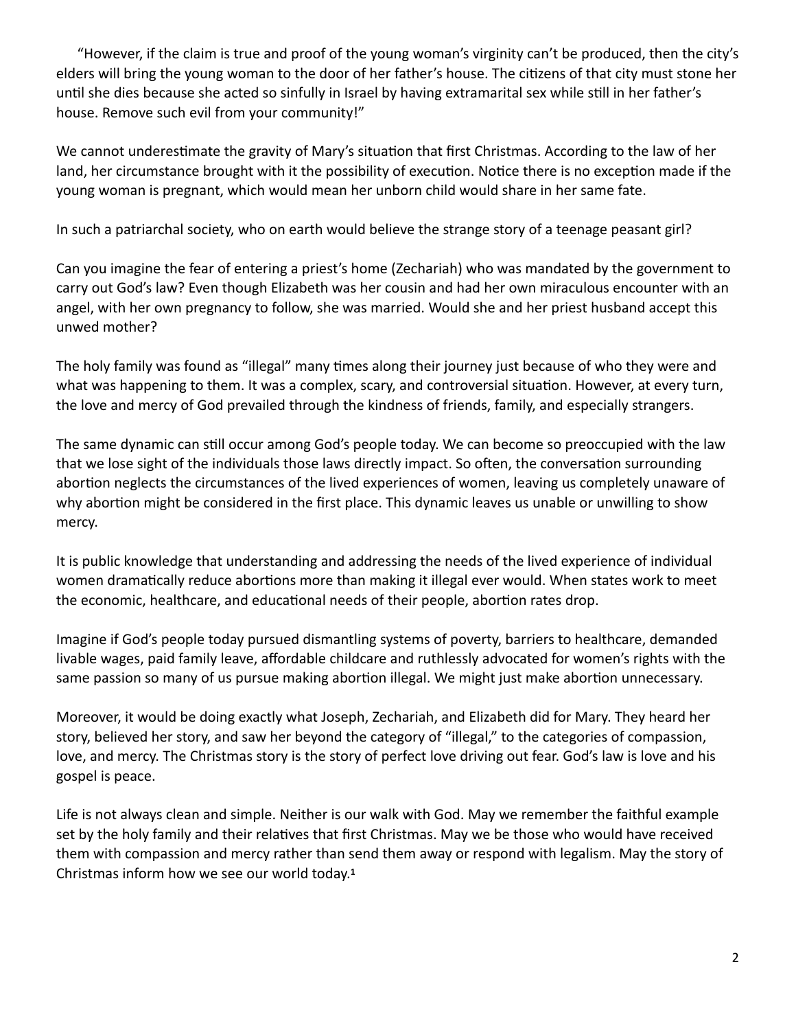"However, if the claim is true and proof of the young woman's virginity can't be produced, then the city's elders will bring the young woman to the door of her father's house. The citizens of that city must stone her until she dies because she acted so sinfully in Israel by having extramarital sex while still in her father's house. Remove such evil from your community!"

We cannot underestimate the gravity of Mary's situation that first Christmas. According to the law of her land, her circumstance brought with it the possibility of execution. Notice there is no exception made if the young woman is pregnant, which would mean her unborn child would share in her same fate.

In such a patriarchal society, who on earth would believe the strange story of a teenage peasant girl?

Can you imagine the fear of entering a priest's home (Zechariah) who was mandated by the government to carry out God's law? Even though Elizabeth was her cousin and had her own miraculous encounter with an angel, with her own pregnancy to follow, she was married. Would she and her priest husband accept this unwed mother?

The holy family was found as "illegal" many times along their journey just because of who they were and what was happening to them. It was a complex, scary, and controversial situation. However, at every turn, the love and mercy of God prevailed through the kindness of friends, family, and especially strangers.

The same dynamic can still occur among God's people today. We can become so preoccupied with the law that we lose sight of the individuals those laws directly impact. So often, the conversation surrounding abortion neglects the circumstances of the lived experiences of women, leaving us completely unaware of why abortion might be considered in the first place. This dynamic leaves us unable or unwilling to show mercy.

It is public knowledge that understanding and addressing the needs of the lived experience of individual women dramatically reduce abortions more than making it illegal ever would. When states work to meet the economic, healthcare, and educational needs of their people, abortion rates drop.

Imagine if God's people today pursued dismantling systems of poverty, barriers to healthcare, demanded livable wages, paid family leave, affordable childcare and ruthlessly advocated for women's rights with the same passion so many of us pursue making abortion illegal. We might just make abortion unnecessary.

Moreover, it would be doing exactly what Joseph, Zechariah, and Elizabeth did for Mary. They heard her story, believed her story, and saw her beyond the category of "illegal," to the categories of compassion, love, and mercy. The Christmas story is the story of perfect love driving out fear. God's law is love and his gospel is peace.

Life is not always clean and simple. Neither is our walk with God. May we remember the faithful example set by the holy family and their relatives that first Christmas. May we be those who would have received them with compassion and mercy rather than send them away or respond with legalism. May the story of Christmas inform how we see our world today.[1]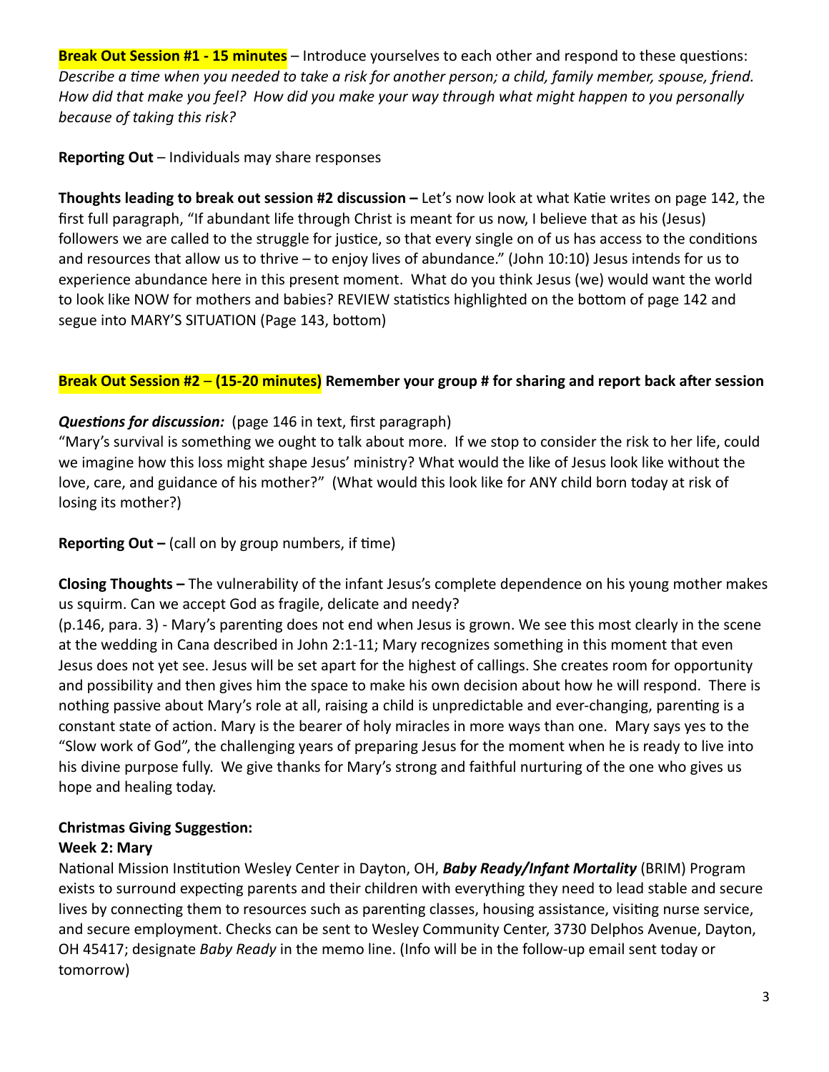**Break Out Session #1 - 15 minutes** – Introduce yourselves to each other and respond to these questions: *Describe a time when you needed to take a risk for another person; a child, family member, spouse, friend. How did that make you feel? How did you make your way through what might happen to you personally because of taking this risk?*

**Reporting Out** – Individuals may share responses

**Thoughts leading to break out session #2 discussion –** Let's now look at what Katie writes on page 142, the first full paragraph, "If abundant life through Christ is meant for us now, I believe that as his (Jesus) followers we are called to the struggle for justice, so that every single on of us has access to the conditions and resources that allow us to thrive – to enjoy lives of abundance." (John 10:10) Jesus intends for us to experience abundance here in this present moment. What do you think Jesus (we) would want the world to look like NOW for mothers and babies? REVIEW statistics highlighted on the bottom of page 142 and segue into MARY'S SITUATION (Page 143, bottom)

**Break Out Session #2 – (15-20 minutes) Remember your group # for sharing and report back after session**

***Questions for discussion:*** (page 146 in text, first paragraph)
"Mary's survival is something we ought to talk about more. If we stop to consider the risk to her life, could we imagine how this loss might shape Jesus' ministry? What would the like of Jesus look like without the love, care, and guidance of his mother?" (What would this look like for ANY child born today at risk of losing its mother?)

**Reporting Out –** (call on by group numbers, if time)

**Closing Thoughts –** The vulnerability of the infant Jesus's complete dependence on his young mother makes us squirm. Can we accept God as fragile, delicate and needy?
(p.146, para. 3) - Mary's parenting does not end when Jesus is grown. We see this most clearly in the scene at the wedding in Cana described in John 2:1-11; Mary recognizes something in this moment that even Jesus does not yet see. Jesus will be set apart for the highest of callings. She creates room for opportunity and possibility and then gives him the space to make his own decision about how he will respond. There is nothing passive about Mary's role at all, raising a child is unpredictable and ever-changing, parenting is a constant state of action. Mary is the bearer of holy miracles in more ways than one. Mary says yes to the "Slow work of God", the challenging years of preparing Jesus for the moment when he is ready to live into his divine purpose fully. We give thanks for Mary's strong and faithful nurturing of the one who gives us hope and healing today.

**Christmas Giving Suggestion:**
**Week 2: Mary**
National Mission Institution Wesley Center in Dayton, OH, ***Baby Ready/Infant Mortality*** (BRIM) Program exists to surround expecting parents and their children with everything they need to lead stable and secure lives by connecting them to resources such as parenting classes, housing assistance, visiting nurse service, and secure employment. Checks can be sent to Wesley Community Center, 3730 Delphos Avenue, Dayton, OH 45417; designate *Baby Ready* in the memo line. (Info will be in the follow-up email sent today or tomorrow)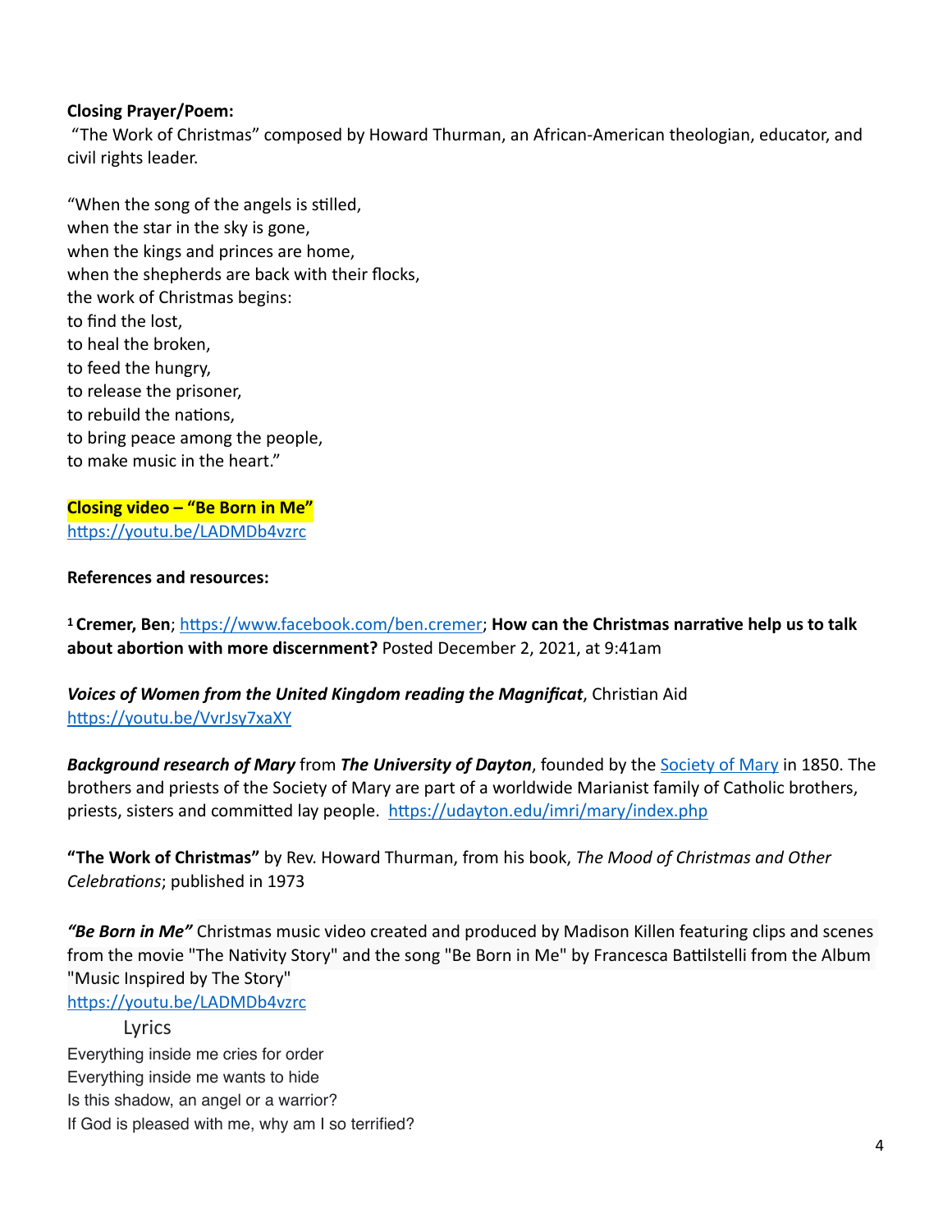**Closing Prayer/Poem:**

"The Work of Christmas" composed by Howard Thurman, an African-American theologian, educator, and civil rights leader.

"When the song of the angels is stilled,
when the star in the sky is gone,
when the kings and princes are home,
when the shepherds are back with their flocks,
the work of Christmas begins:
to find the lost,
to heal the broken,
to feed the hungry,
to release the prisoner,
to rebuild the nations,
to bring peace among the people,
to make music in the heart."

**Closing video – "Be Born in Me"**
https://youtu.be/LADMDb4vzrc

**References and resources:**

[1] **Cremer, Ben**; https://www.facebook.com/ben.cremer; **How can the Christmas narrative help us to talk about abortion with more discernment?** Posted December 2, 2021, at 9:41am

***Voices of Women from the United Kingdom reading the Magnificat***, Christian Aid
https://youtu.be/VvrJsy7xaXY

***Background research of Mary*** from ***The University of Dayton***, founded by the Society of Mary in 1850. The brothers and priests of the Society of Mary are part of a worldwide Marianist family of Catholic brothers, priests, sisters and committed lay people. https://udayton.edu/imri/mary/index.php

**"The Work of Christmas"** by Rev. Howard Thurman, from his book, *The Mood of Christmas and Other Celebrations*; published in 1973

***"Be Born in Me"*** Christmas music video created and produced by Madison Killen featuring clips and scenes from the movie "The Nativity Story" and the song "Be Born in Me" by Francesca Battilstelli from the Album "Music Inspired by The Story"
https://youtu.be/LADMDb4vzrc

Lyrics

Everything inside me cries for order
Everything inside me wants to hide
Is this shadow, an angel or a warrior?
If God is pleased with me, why am I so terrified?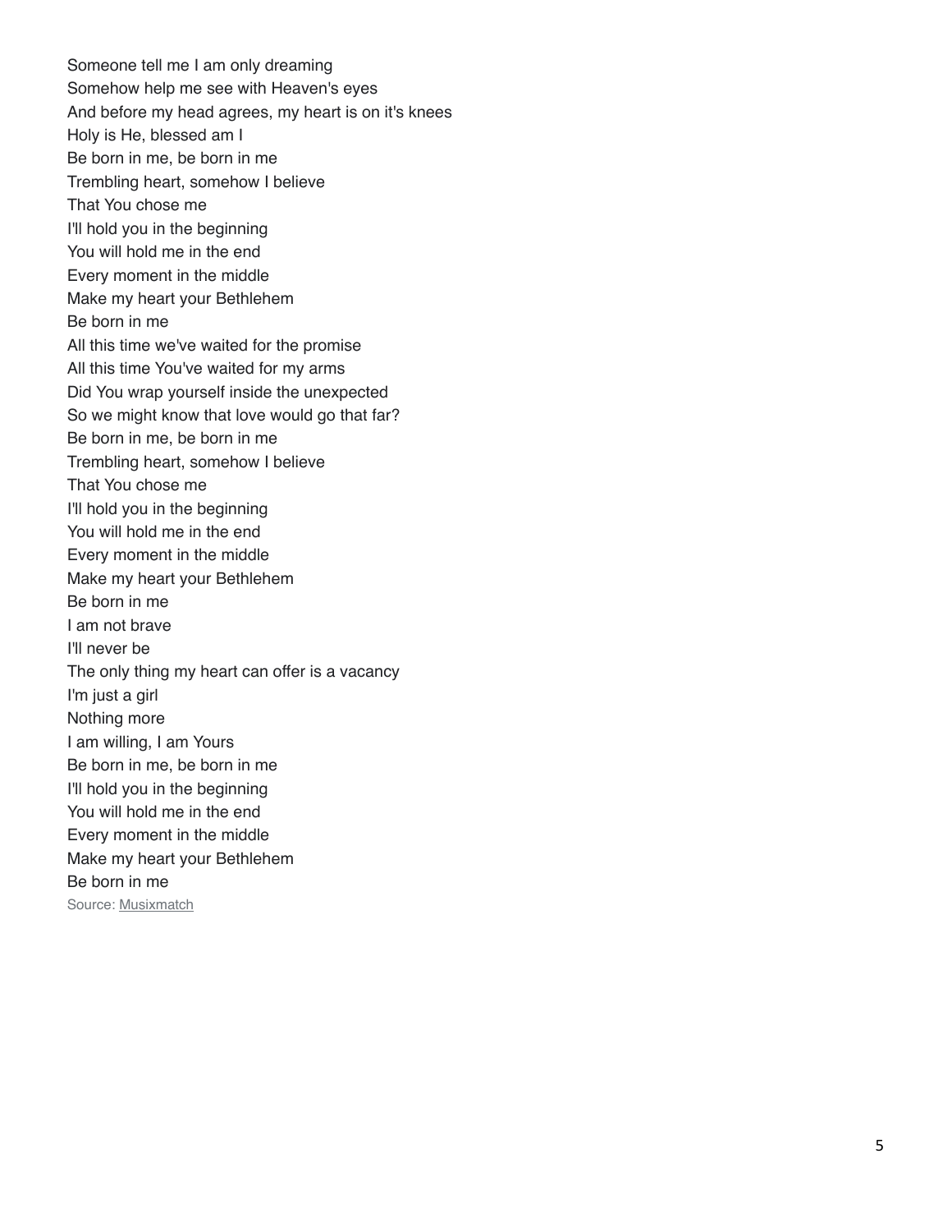Someone tell me I am only dreaming
Somehow help me see with Heaven's eyes
And before my head agrees, my heart is on it's knees
Holy is He, blessed am I
Be born in me, be born in me
Trembling heart, somehow I believe
That You chose me
I'll hold you in the beginning
You will hold me in the end
Every moment in the middle
Make my heart your Bethlehem
Be born in me
All this time we've waited for the promise
All this time You've waited for my arms
Did You wrap yourself inside the unexpected
So we might know that love would go that far?
Be born in me, be born in me
Trembling heart, somehow I believe
That You chose me
I'll hold you in the beginning
You will hold me in the end
Every moment in the middle
Make my heart your Bethlehem
Be born in me
I am not brave
I'll never be
The only thing my heart can offer is a vacancy
I'm just a girl
Nothing more
I am willing, I am Yours
Be born in me, be born in me
I'll hold you in the beginning
You will hold me in the end
Every moment in the middle
Make my heart your Bethlehem
Be born in me
Source: Musixmatch